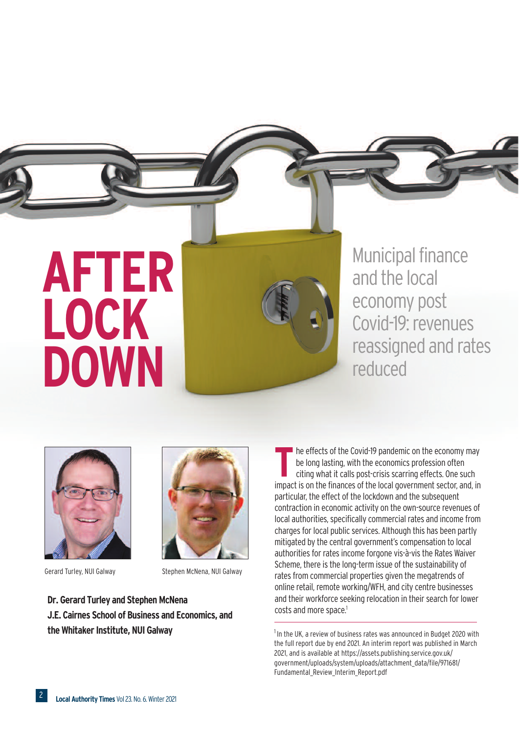# AFTER LOCK DOWN

## Municipal finance and the local economy post Covid-19: revenues reassigned and rates reduced

Gerard Turley, NUI Galway

Stephen McNena, NUI Galway

**Dr. Gerard Turley and Stephen McNena**
**J.E. Cairnes School of Business and Economics, and the Whitaker Institute, NUI Galway**

The effects of the Covid-19 pandemic on the economy may be long lasting, with the economics profession often citing what it calls post-crisis scarring effects. One such impact is on the finances of the local government sector, and, in particular, the effect of the lockdown and the subsequent contraction in economic activity on the own-source revenues of local authorities, specifically commercial rates and income from charges for local public services. Although this has been partly mitigated by the central government's compensation to local authorities for rates income forgone vis-à-vis the Rates Waiver Scheme, there is the long-term issue of the sustainability of rates from commercial properties given the megatrends of online retail, remote working/WFH, and city centre businesses and their workforce seeking relocation in their search for lower costs and more space.[1]

---

[1] In the UK, a review of business rates was announced in Budget 2020 with the full report due by end 2021. An interim report was published in March 2021, and is available at https://assets.publishing.service.gov.uk/government/uploads/system/uploads/attachment_data/file/971681/Fundamental_Review_Interim_Report.pdf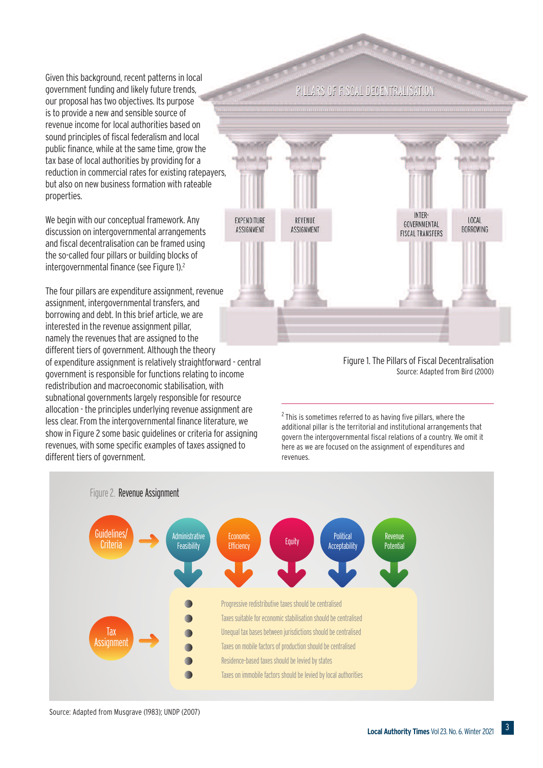Given this background, recent patterns in local government funding and likely future trends, our proposal has two objectives. Its purpose is to provide a new and sensible source of revenue income for local authorities based on sound principles of fiscal federalism and local public finance, while at the same time, grow the tax base of local authorities by providing for a reduction in commercial rates for existing ratepayers, but also on new business formation with rateable properties.

We begin with our conceptual framework. Any discussion on intergovernmental arrangements and fiscal decentralisation can be framed using the so-called four pillars or building blocks of intergovernmental finance (see Figure 1).[2]

The four pillars are expenditure assignment, revenue assignment, intergovernmental transfers, and borrowing and debt. In this brief article, we are interested in the revenue assignment pillar, namely the revenues that are assigned to the different tiers of government. Although the theory of expenditure assignment is relatively straightforward - central government is responsible for functions relating to income redistribution and macroeconomic stabilisation, with subnational governments largely responsible for resource allocation - the principles underlying revenue assignment are less clear. From the intergovernmental finance literature, we show in Figure 2 some basic guidelines or criteria for assigning revenues, with some specific examples of taxes assigned to different tiers of government.

PILLARS OF FISCAL DECENTRALISATION

EXPENDITURE ASSIGNMENT | REVENUE ASSIGNMENT | INTER-GOVERNMENTAL FISCAL TRANSFERS | LOCAL BORROWING

Figure 1. The Pillars of Fiscal Decentralisation
Source: Adapted from Bird (2000)

[2] This is sometimes referred to as having five pillars, where the additional pillar is the territorial and institutional arrangements that govern the intergovernmental fiscal relations of a country. We omit it here as we are focused on the assignment of expenditures and revenues.

Figure 2. Revenue Assignment

Guidelines/Criteria → Administrative Feasibility | Economic Efficiency | Equity | Political Acceptability | Revenue Potential

Tax Assignment →

- Progressive redistributive taxes should be centralised
- Taxes suitable for economic stabilisation should be centralised
- Unequal tax bases between jurisdictions should be centralised
- Taxes on mobile factors of production should be centralised
- Residence-based taxes should be levied by states
- Taxes on immobile factors should be levied by local authorities

Source: Adapted from Musgrave (1983); UNDP (2007)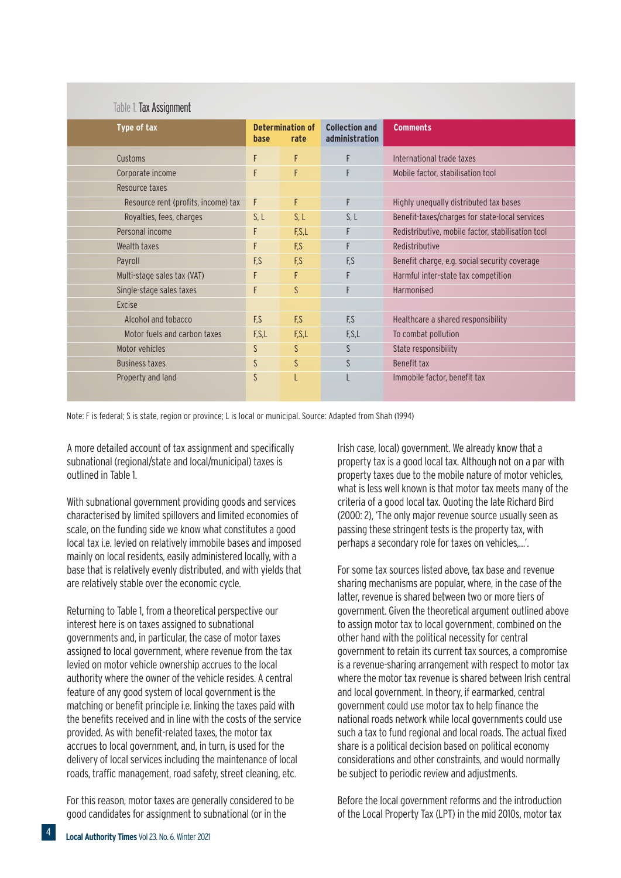Table 1. Tax Assignment

| Type of tax | Determination of base | Determination of rate | Collection and administration | Comments |
|---|---|---|---|---|
| Customs | F | F | F | International trade taxes |
| Corporate income | F | F | F | Mobile factor, stabilisation tool |
| Resource taxes | | | | |
| Resource rent (profits, income) tax | F | F | F | Highly unequally distributed tax bases |
| Royalties, fees, charges | S, L | S, L | S, L | Benefit-taxes/charges for state-local services |
| Personal income | F | F,S,L | F | Redistributive, mobile factor, stabilisation tool |
| Wealth taxes | F | F,S | F | Redistributive |
| Payroll | F,S | F,S | F,S | Benefit charge, e.g. social security coverage |
| Multi-stage sales tax (VAT) | F | F | F | Harmful inter-state tax competition |
| Single-stage sales taxes | F | S | F | Harmonised |
| Excise | | | | |
| Alcohol and tobacco | F,S | F,S | F,S | Healthcare a shared responsibility |
| Motor fuels and carbon taxes | F,S,L | F,S,L | F,S,L | To combat pollution |
| Motor vehicles | S | S | S | State responsibility |
| Business taxes | S | S | S | Benefit tax |
| Property and land | S | L | L | Immobile factor, benefit tax |

Note: F is federal; S is state, region or province; L is local or municipal. Source: Adapted from Shah (1994)

A more detailed account of tax assignment and specifically subnational (regional/state and local/municipal) taxes is outlined in Table 1.

With subnational government providing goods and services characterised by limited spillovers and limited economies of scale, on the funding side we know what constitutes a good local tax i.e. levied on relatively immobile bases and imposed mainly on local residents, easily administered locally, with a base that is relatively evenly distributed, and with yields that are relatively stable over the economic cycle.

Returning to Table 1, from a theoretical perspective our interest here is on taxes assigned to subnational governments and, in particular, the case of motor taxes assigned to local government, where revenue from the tax levied on motor vehicle ownership accrues to the local authority where the owner of the vehicle resides. A central feature of any good system of local government is the matching or benefit principle i.e. linking the taxes paid with the benefits received and in line with the costs of the service provided. As with benefit-related taxes, the motor tax accrues to local government, and, in turn, is used for the delivery of local services including the maintenance of local roads, traffic management, road safety, street cleaning, etc.

For this reason, motor taxes are generally considered to be good candidates for assignment to subnational (or in the Irish case, local) government. We already know that a property tax is a good local tax. Although not on a par with property taxes due to the mobile nature of motor vehicles, what is less well known is that motor tax meets many of the criteria of a good local tax. Quoting the late Richard Bird (2000: 2), 'The only major revenue source usually seen as passing these stringent tests is the property tax, with perhaps a secondary role for taxes on vehicles,...'.

For some tax sources listed above, tax base and revenue sharing mechanisms are popular, where, in the case of the latter, revenue is shared between two or more tiers of government. Given the theoretical argument outlined above to assign motor tax to local government, combined on the other hand with the political necessity for central government to retain its current tax sources, a compromise is a revenue-sharing arrangement with respect to motor tax where the motor tax revenue is shared between Irish central and local government. In theory, if earmarked, central government could use motor tax to help finance the national roads network while local governments could use such a tax to fund regional and local roads. The actual fixed share is a political decision based on political economy considerations and other constraints, and would normally be subject to periodic review and adjustments.

Before the local government reforms and the introduction of the Local Property Tax (LPT) in the mid 2010s, motor tax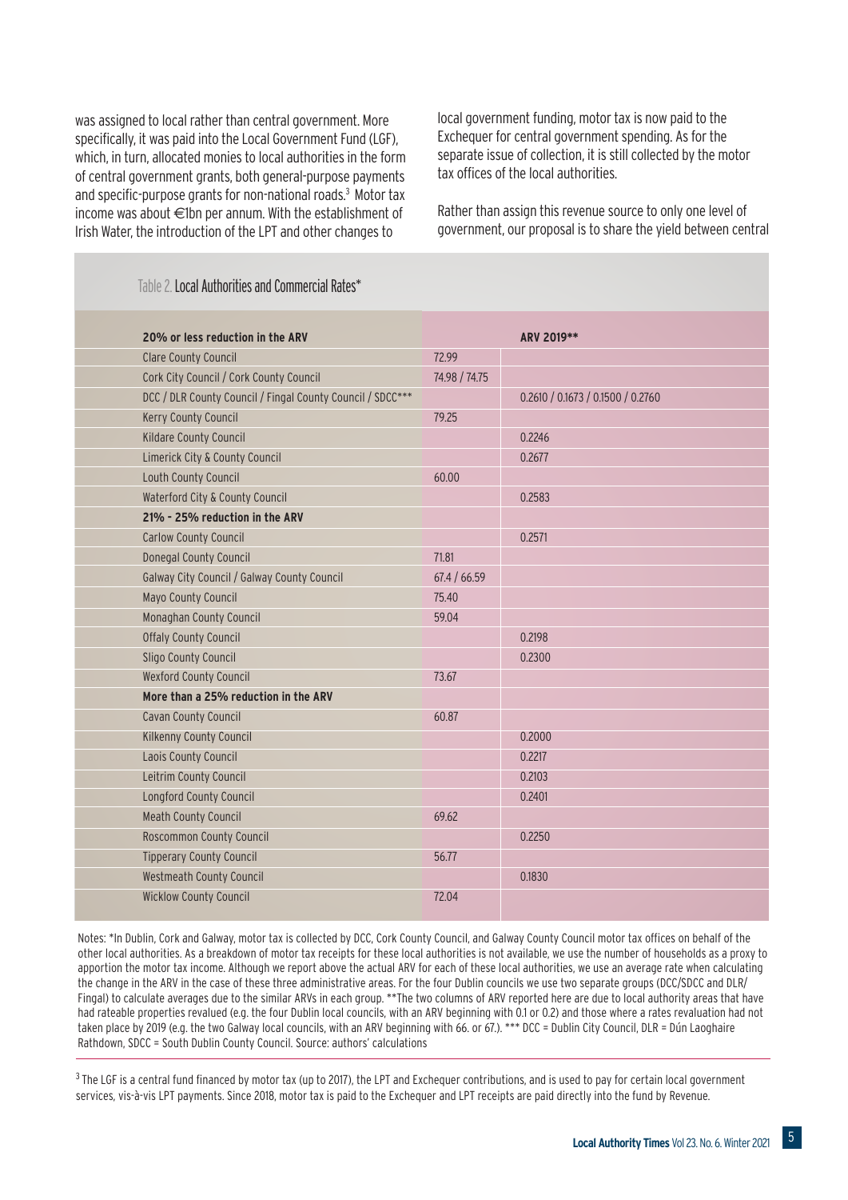was assigned to local rather than central government. More specifically, it was paid into the Local Government Fund (LGF), which, in turn, allocated monies to local authorities in the form of central government grants, both general-purpose payments and specific-purpose grants for non-national roads.[3] Motor tax income was about €1bn per annum. With the establishment of Irish Water, the introduction of the LPT and other changes to local government funding, motor tax is now paid to the Exchequer for central government spending. As for the separate issue of collection, it is still collected by the motor tax offices of the local authorities.

Rather than assign this revenue source to only one level of government, our proposal is to share the yield between central

Table 2. Local Authorities and Commercial Rates*

| 20% or less reduction in the ARV | ARV 2019** | |
|---|---|---|
| Clare County Council | 72.99 | |
| Cork City Council / Cork County Council | 74.98 / 74.75 | |
| DCC / DLR County Council / Fingal County Council / SDCC*** | | 0.2610 / 0.1673 / 0.1500 / 0.2760 |
| Kerry County Council | 79.25 | |
| Kildare County Council | | 0.2246 |
| Limerick City & County Council | | 0.2677 |
| Louth County Council | 60.00 | |
| Waterford City & County Council | | 0.2583 |
| **21% - 25% reduction in the ARV** | | |
| Carlow County Council | | 0.2571 |
| Donegal County Council | 71.81 | |
| Galway City Council / Galway County Council | 67.4 / 66.59 | |
| Mayo County Council | 75.40 | |
| Monaghan County Council | 59.04 | |
| Offaly County Council | | 0.2198 |
| Sligo County Council | | 0.2300 |
| Wexford County Council | 73.67 | |
| **More than a 25% reduction in the ARV** | | |
| Cavan County Council | 60.87 | |
| Kilkenny County Council | | 0.2000 |
| Laois County Council | | 0.2217 |
| Leitrim County Council | | 0.2103 |
| Longford County Council | | 0.2401 |
| Meath County Council | 69.62 | |
| Roscommon County Council | | 0.2250 |
| Tipperary County Council | 56.77 | |
| Westmeath County Council | | 0.1830 |
| Wicklow County Council | 72.04 | |

Notes: *In Dublin, Cork and Galway, motor tax is collected by DCC, Cork County Council, and Galway County Council motor tax offices on behalf of the other local authorities. As a breakdown of motor tax receipts for these local authorities is not available, we use the number of households as a proxy to apportion the motor tax income. Although we report above the actual ARV for each of these local authorities, we use an average rate when calculating the change in the ARV in the case of these three administrative areas. For the four Dublin councils we use two separate groups (DCC/SDCC and DLR/Fingal) to calculate averages due to the similar ARVs in each group. **The two columns of ARV reported here are due to local authority areas that have had rateable properties revalued (e.g. the four Dublin local councils, with an ARV beginning with 0.1 or 0.2) and those where a rates revaluation had not taken place by 2019 (e.g. the two Galway local councils, with an ARV beginning with 66. or 67.). *** DCC = Dublin City Council, DLR = Dún Laoghaire Rathdown, SDCC = South Dublin County Council. Source: authors' calculations

[3] The LGF is a central fund financed by motor tax (up to 2017), the LPT and Exchequer contributions, and is used to pay for certain local government services, vis-à-vis LPT payments. Since 2018, motor tax is paid to the Exchequer and LPT receipts are paid directly into the fund by Revenue.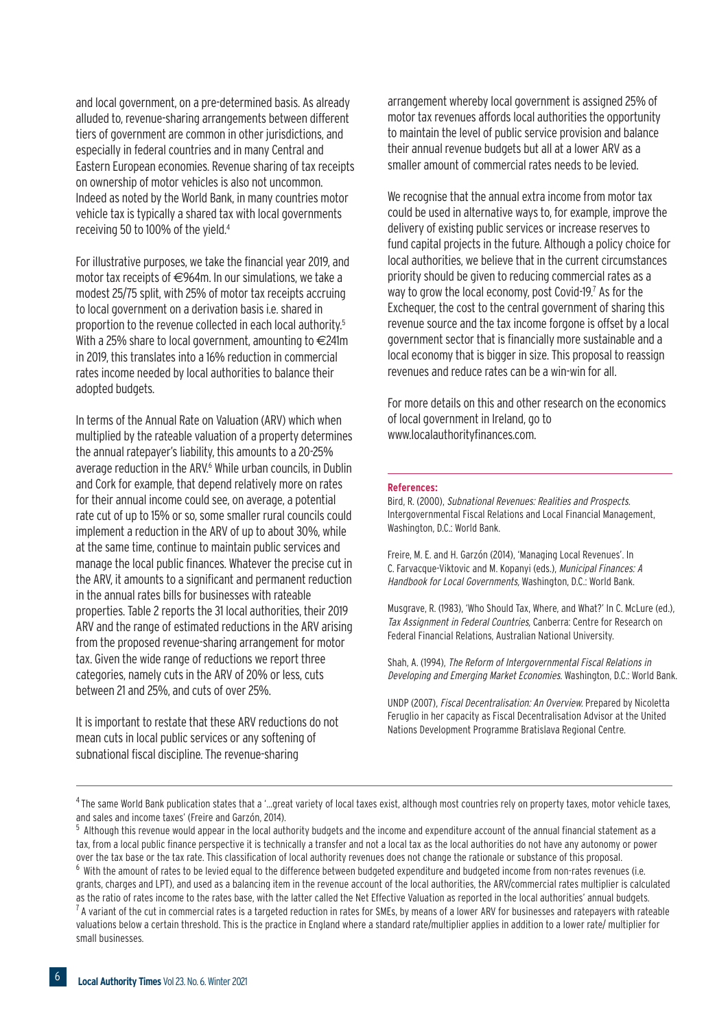and local government, on a pre-determined basis. As already alluded to, revenue-sharing arrangements between different tiers of government are common in other jurisdictions, and especially in federal countries and in many Central and Eastern European economies. Revenue sharing of tax receipts on ownership of motor vehicles is also not uncommon. Indeed as noted by the World Bank, in many countries motor vehicle tax is typically a shared tax with local governments receiving 50 to 100% of the yield.[4]

For illustrative purposes, we take the financial year 2019, and motor tax receipts of €964m. In our simulations, we take a modest 25/75 split, with 25% of motor tax receipts accruing to local government on a derivation basis i.e. shared in proportion to the revenue collected in each local authority.[5] With a 25% share to local government, amounting to €241m in 2019, this translates into a 16% reduction in commercial rates income needed by local authorities to balance their adopted budgets.

In terms of the Annual Rate on Valuation (ARV) which when multiplied by the rateable valuation of a property determines the annual ratepayer's liability, this amounts to a 20-25% average reduction in the ARV.[6] While urban councils, in Dublin and Cork for example, that depend relatively more on rates for their annual income could see, on average, a potential rate cut of up to 15% or so, some smaller rural councils could implement a reduction in the ARV of up to about 30%, while at the same time, continue to maintain public services and manage the local public finances. Whatever the precise cut in the ARV, it amounts to a significant and permanent reduction in the annual rates bills for businesses with rateable properties. Table 2 reports the 31 local authorities, their 2019 ARV and the range of estimated reductions in the ARV arising from the proposed revenue-sharing arrangement for motor tax. Given the wide range of reductions we report three categories, namely cuts in the ARV of 20% or less, cuts between 21 and 25%, and cuts of over 25%.

It is important to restate that these ARV reductions do not mean cuts in local public services or any softening of subnational fiscal discipline. The revenue-sharing arrangement whereby local government is assigned 25% of motor tax revenues affords local authorities the opportunity to maintain the level of public service provision and balance their annual revenue budgets but all at a lower ARV as a smaller amount of commercial rates needs to be levied.

We recognise that the annual extra income from motor tax could be used in alternative ways to, for example, improve the delivery of existing public services or increase reserves to fund capital projects in the future. Although a policy choice for local authorities, we believe that in the current circumstances priority should be given to reducing commercial rates as a way to grow the local economy, post Covid-19.[7] As for the Exchequer, the cost to the central government of sharing this revenue source and the tax income forgone is offset by a local government sector that is financially more sustainable and a local economy that is bigger in size. This proposal to reassign revenues and reduce rates can be a win-win for all.

For more details on this and other research on the economics of local government in Ireland, go to www.localauthorityfinances.com.

**References:**

Bird, R. (2000), *Subnational Revenues: Realities and Prospects*. Intergovernmental Fiscal Relations and Local Financial Management, Washington, D.C.: World Bank.

Freire, M. E. and H. Garzón (2014), 'Managing Local Revenues'. In C. Farvacque-Viktovic and M. Kopanyi (eds.), *Municipal Finances: A Handbook for Local Governments*, Washington, D.C.: World Bank.

Musgrave, R. (1983), 'Who Should Tax, Where, and What?' In C. McLure (ed.), *Tax Assignment in Federal Countries*, Canberra: Centre for Research on Federal Financial Relations, Australian National University.

Shah, A. (1994), *The Reform of Intergovernmental Fiscal Relations in Developing and Emerging Market Economies*. Washington, D.C.: World Bank.

UNDP (2007), *Fiscal Decentralisation: An Overview*. Prepared by Nicoletta Feruglio in her capacity as Fiscal Decentralisation Advisor at the United Nations Development Programme Bratislava Regional Centre.

---

[4] The same World Bank publication states that a '...great variety of local taxes exist, although most countries rely on property taxes, motor vehicle taxes, and sales and income taxes' (Freire and Garzón, 2014).

[5] Although this revenue would appear in the local authority budgets and the income and expenditure account of the annual financial statement as a tax, from a local public finance perspective it is technically a transfer and not a local tax as the local authorities do not have any autonomy or power over the tax base or the tax rate. This classification of local authority revenues does not change the rationale or substance of this proposal.

[6] With the amount of rates to be levied equal to the difference between budgeted expenditure and budgeted income from non-rates revenues (i.e. grants, charges and LPT), and used as a balancing item in the revenue account of the local authorities, the ARV/commercial rates multiplier is calculated as the ratio of rates income to the rates base, with the latter called the Net Effective Valuation as reported in the local authorities' annual budgets.

[7] A variant of the cut in commercial rates is a targeted reduction in rates for SMEs, by means of a lower ARV for businesses and ratepayers with rateable valuations below a certain threshold. This is the practice in England where a standard rate/multiplier applies in addition to a lower rate/ multiplier for small businesses.